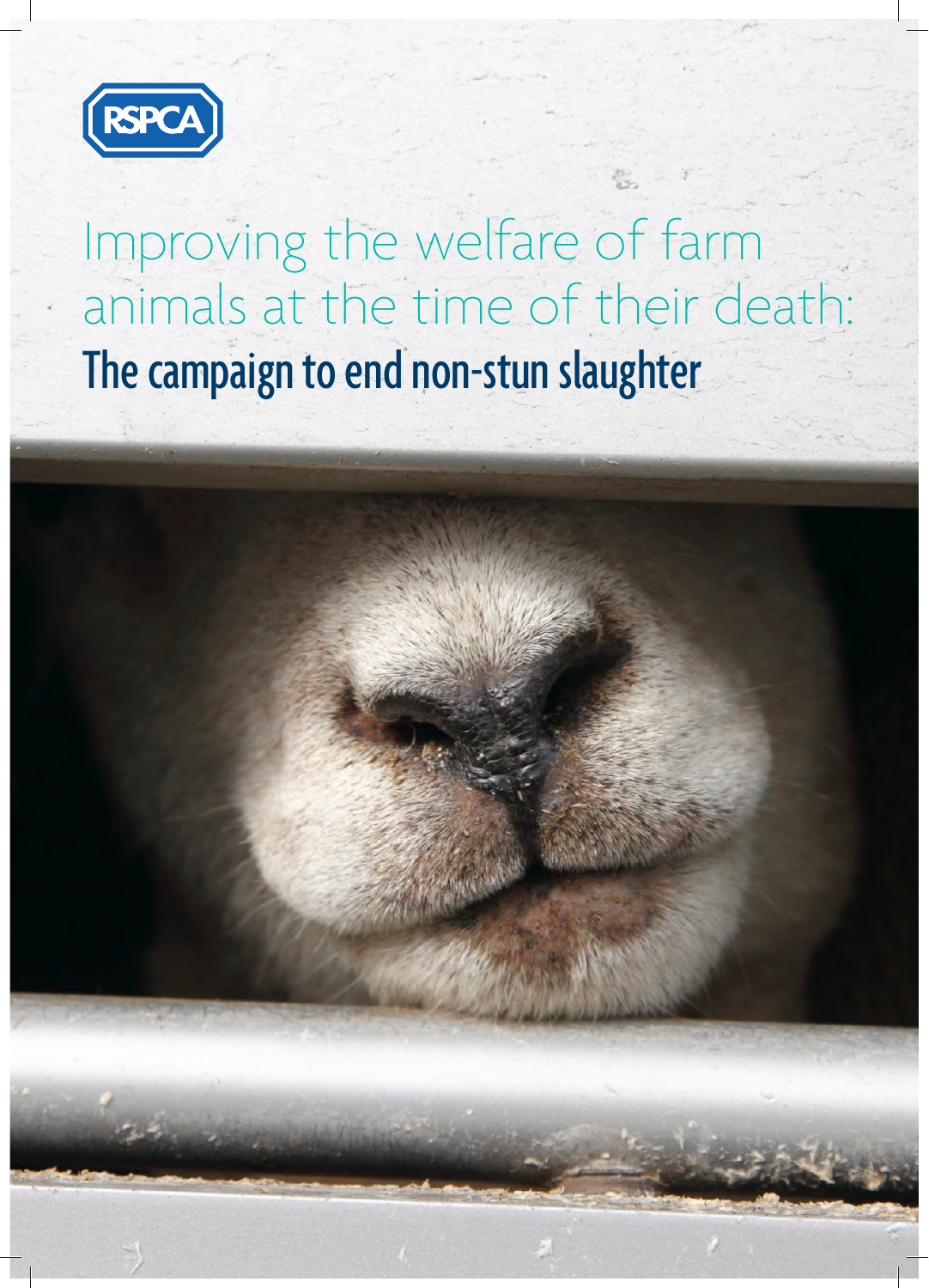RSPCA

# Improving the welfare of farm animals at the time of their death:

## The campaign to end non-stun slaughter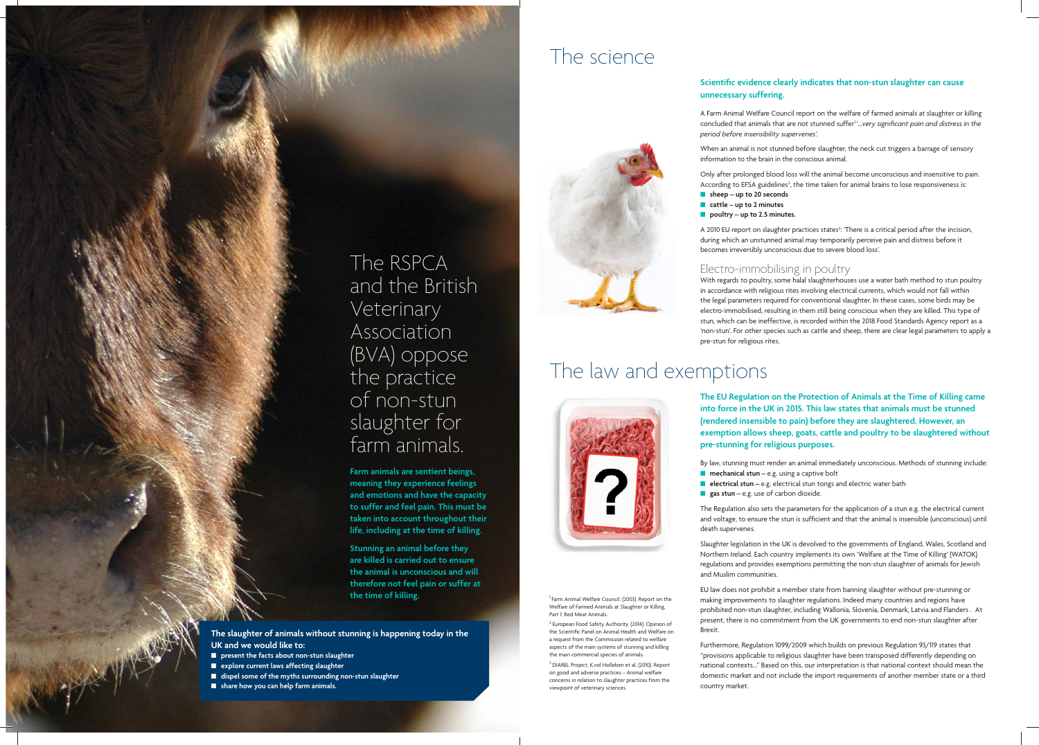# The RSPCA and the British Veterinary Association (BVA) oppose the practice of non-stun slaughter for farm animals.

**Farm animals are sentient beings, meaning they experience feelings and emotions and have the capacity to suffer and feel pain. This must be taken into account throughout their life, including at the time of killing.**

**Stunning an animal before they are killed is carried out to ensure the animal is unconscious and will therefore not feel pain or suffer at the time of killing.**

**The slaughter of animals without stunning is happening today in the UK and we would like to:**

- **present the facts about non-stun slaughter**
- **explore current laws affecting slaughter**
- **dispel some of the myths surrounding non-stun slaughter**
- **share how you can help farm animals.**

# The science

**Scientific evidence clearly indicates that non-stun slaughter can cause unnecessary suffering.**

A Farm Animal Welfare Council report on the welfare of farmed animals at slaughter or killing concluded that animals that are not stunned before slaughter suffer[1] '*...very significant pain and distress in the period before insensibility supervenes*'.

When an animal is not stunned before slaughter, the neck cut triggers a barrage of sensory information to the brain in the conscious animal.

Only after prolonged blood loss will the animal become unconscious and insensitive to pain. According to EFSA guidelines[2], the time taken for animal brains to lose responsiveness is:

- **sheep – up to 20 seconds**
- **cattle – up to 2 minutes**
- **poultry – up to 2.5 minutes.**

A 2010 EU report on slaughter practices states[3]: 'There is a critical period after the incision, during which an unstunned animal may temporarily perceive pain and distress before it becomes irreversibly unconscious due to severe blood loss'.

## Electro-immobilising in poultry

With regards to poultry, some halal slaughterhouses use a water bath method to stun poultry in accordance with religious rites involving electrical currents, which would not fall within the legal parameters required for conventional slaughter. In these cases, some birds may be electro-immobilised, resulting in them still being conscious when they are killed. This type of stun, which can be ineffective, is recorded within the 2018 Food Standards Agency report as a 'non-stun'. For other species such as cattle and sheep, there are clear legal parameters to apply a pre-stun for religious rites.

# The law and exemptions

**The EU Regulation on the Protection of Animals at the Time of Killing came into force in the UK in 2015. This law states that animals must be stunned (rendered insensible to pain) before they are slaughtered. However, an exemption allows sheep, goats, cattle and poultry to be slaughtered without pre-stunning for religious purposes.**

By law, stunning must render an animal immediately unconscious. Methods of stunning include:

- **mechanical stun** – e.g. using a captive bolt
- **electrical stun** – e.g. electrical stun tongs and electric water bath
- **gas stun** – e.g. use of carbon dioxide.

The Regulation also sets the parameters for the application of a stun e.g. the electrical current and voltage, to ensure the stun is sufficient and that the animal is insensible (unconscious) until death supervenes.

Slaughter legislation in the UK is devolved to the governments of England, Wales, Scotland and Northern Ireland. Each country implements its own 'Welfare at the Time of Killing' (WATOK) regulations and provides exemptions permitting the non-stun slaughter of animals for Jewish and Muslim communities.

EU law does not prohibit a member state from banning slaughter without pre-stunning or making improvements to slaughter regulations. Indeed many countries and regions have prohibited non-stun slaughter, including Wallonia, Slovenia, Denmark, Latvia and Flanders . At present, there is no commitment from the UK governments to end non-stun slaughter after Brexit.

Furthermore, Regulation 1099/2009 which builds on previous Regulation 93/119 states that "provisions applicable to religious slaughter have been transposed differently depending on national contexts..." Based on this, our interpretation is that national context should mean the domestic market and not include the import requirements of another member state or a third country market.

---

[1] Farm Animal Welfare Council. (2003). Report on the Welfare of Farmed Animals at Slaughter or Killing, Part I: Red Meat Animals.

[2] European Food Safety Authority. (2014). Opinion of the Scientific Panel on Animal Health and Welfare on a request from the Commission related to welfare aspects of the main systems of stunning and killing the main commercial species of animals.

[3] DIAREL Project, K.vol Holleben et al. (2010). Report on good and adverse practices – Animal welfare concerns in relation to slaughter practices from the viewpoint of veterinary sciences.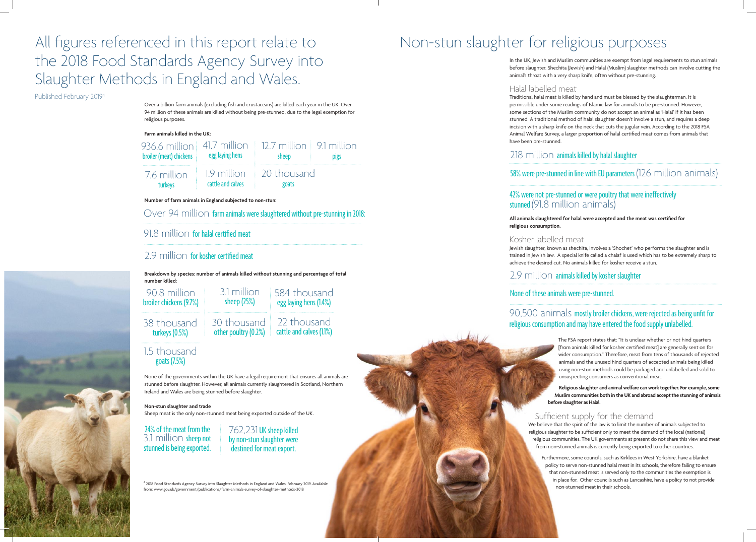# All figures referenced in this report relate to the 2018 Food Standards Agency Survey into Slaughter Methods in England and Wales.

Published February 2019[4]

Over a billion farm animals (excluding fish and crustaceans) are killed each year in the UK. Over 94 million of these animals are killed without being pre-stunned, due to the legal exemption for religious purposes.

**Farm animals killed in the UK:**

| | | | |
|---|---|---|---|
| 936.6 million broiler (meat) chickens | 41.7 million egg laying hens | 12.7 million sheep | 9.1 million pigs |
| 7.6 million turkeys | 1.9 million cattle and calves | 20 thousand goats | |

**Number of farm animals in England subjected to non-stun:**

Over 94 million farm animals were slaughtered without pre-stunning in 2018:

91.8 million for halal certified meat

2.9 million for kosher certified meat

**Breakdown by species: number of animals killed without stunning and percentage of total number killed:**

| | | |
|---|---|---|
| 90.8 million broiler chickens (9.7%) | 3.1 million sheep (25%) | 584 thousand egg laying hens (1.4%) |
| 38 thousand turkeys (0.5%) | 30 thousand other poultry (0.2%) | 22 thousand cattle and calves (1.1%) |
| 1.5 thousand goats (7.5%) | | |

None of the governments within the UK have a legal requirement that ensures all animals are stunned before slaughter. However, all animals currently slaughtered in Scotland, Northern Ireland and Wales are being stunned before slaughter.

**Non-stun slaughter and trade**

Sheep meat is the only non-stunned meat being exported outside of the UK.

24% of the meat from the 3.1 million sheep not stunned is being exported.

762,231 UK sheep killed by non-stun slaughter were destined for meat export.

[4] 2018 Food Standards Agency Survey into Slaughter Methods in England and Wales. February 2019. Available from: www.gov.uk/government/publications/farm-animals-survey-of-slaughter-methods-2018

# Non-stun slaughter for religious purposes

In the UK, Jewish and Muslim communities are exempt from legal requirements to stun animals before slaughter. Shechita (Jewish) and Halal (Muslim) slaughter methods can involve cutting the animal's throat with a very sharp knife, often without pre-stunning.

## Halal labelled meat

Traditional halal meat is killed by hand and must be blessed by the slaughterman. It is permissible under some readings of Islamic law for animals to be pre-stunned. However, some sections of the Muslim community do not accept an animal as 'Halal' if it has been stunned. A traditional method of halal slaughter doesn't involve a stun, and requires a deep incision with a sharp knife on the neck that cuts the jugular vein. According to the 2018 FSA Animal Welfare Survey, a larger proportion of halal certified meat comes from animals that have been pre-stunned.

218 million animals killed by halal slaughter

58% were pre-stunned in line with EU parameters (126 million animals)

42% were not pre-stunned or were poultry that were ineffectively stunned (91.8 million animals)

**All animals slaughtered for halal were accepted and the meat was certified for religious consumption.**

## Kosher labelled meat

Jewish slaughter, known as shechita, involves a 'Shochet' who performs the slaughter and is trained in Jewish law. A special knife called a chalaf is used which has to be extremely sharp to achieve the desired cut. No animals killed for kosher receive a stun.

2.9 million animals killed by kosher slaughter

None of these animals were pre-stunned.

90,500 animals mostly broiler chickens, were rejected as being unfit for religious consumption and may have entered the food supply unlabelled.

The FSA report states that: "It is unclear whether or not hind quarters [from animals killed for kosher certified meat] are generally sent on for wider consumption." Therefore, meat from tens of thousands of rejected animals and the unused hind quarters of accepted animals being killed using non-stun methods could be packaged and unlabelled and sold to unsuspecting consumers as conventional meat.

**Religious slaughter and animal welfare can work together. For example, some Muslim communities both in the UK and abroad accept the stunning of animals before slaughter as Halal.**

## Sufficient supply for the demand

We believe that the spirit of the law is to limit the number of animals subjected to religious slaughter to be sufficient only to meet the demand of the local (national) religious communities. The UK governments at present do not share this view and meat from non-stunned animals is currently being exported to other countries.

Furthermore, some councils, such as Kirklees in West Yorkshire, have a blanket policy to serve non-stunned halal meat in its schools, therefore failing to ensure that non-stunned meat is served only to the communities the exemption is in place for. Other councils such as Lancashire, have a policy to not provide non-stunned meat in their schools.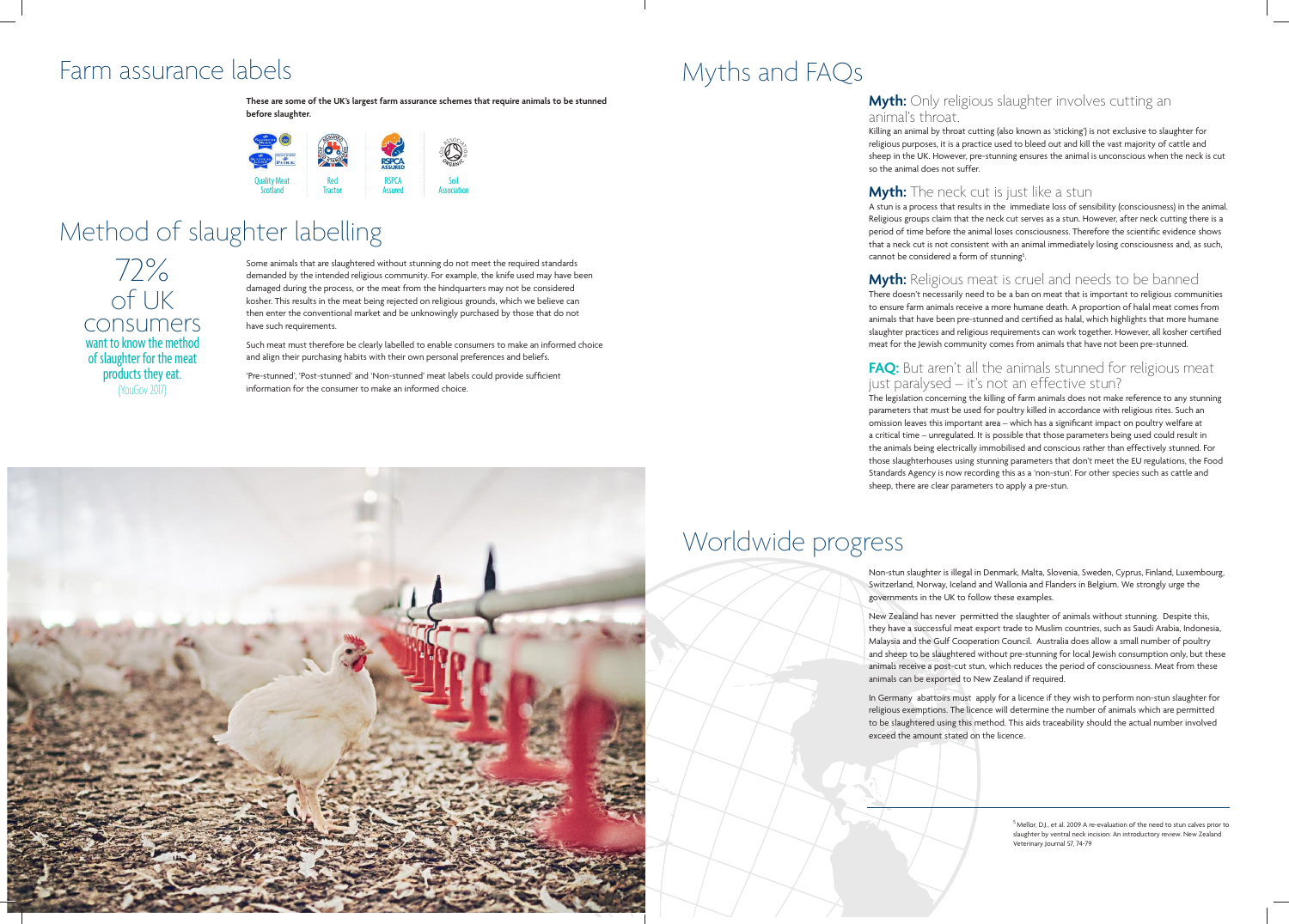# Farm assurance labels

**These are some of the UK's largest farm assurance schemes that require animals to be stunned before slaughter.**

Quality Meat Scotland | Red Tractor | RSPCA Assured | Soil Association

# Method of slaughter labelling

72% of UK consumers want to know the method of slaughter for the meat products they eat. (YouGov 2017)

Some animals that are slaughtered without stunning do not meet the required standards demanded by the intended religious community. For example, the knife used may have been damaged during the process, or the meat from the hindquarters may not be considered kosher. This results in the meat being rejected on religious grounds, which we believe can then enter the conventional market and be unknowingly purchased by those that do not have such requirements.

Such meat must therefore be clearly labelled to enable consumers to make an informed choice and align their purchasing habits with their own personal preferences and beliefs.

'Pre-stunned', 'Post-stunned' and 'Non-stunned' meat labels could provide sufficient information for the consumer to make an informed choice.

# Myths and FAQs

## **Myth:** Only religious slaughter involves cutting an animal's throat.

Killing an animal by throat cutting (also known as 'sticking') is not exclusive to slaughter for religious purposes, it is a practice used to bleed out and kill the vast majority of cattle and sheep in the UK. However, pre-stunning ensures the animal is unconscious when the neck is cut so the animal does not suffer.

## **Myth:** The neck cut is just like a stun

A stun is a process that results in the immediate loss of sensibility (consciousness) in the animal. Religious groups claim that the neck cut serves as a stun. However, after neck cutting there is a period of time before the animal loses consciousness. Therefore the scientific evidence shows that a neck cut is not consistent with an animal immediately losing consciousness and, as such, cannot be considered a form of stunning[5].

## **Myth:** Religious meat is cruel and needs to be banned

There doesn't necessarily need to be a ban on meat that is important to religious communities to ensure farm animals receive a more humane death. A proportion of halal meat comes from animals that have been pre-stunned and certified as halal, which highlights that more humane slaughter practices and religious requirements can work together. However, all kosher certified meat for the Jewish community comes from animals that have not been pre-stunned.

## **FAQ:** But aren't all the animals stunned for religious meat just paralysed – it's not an effective stun?

The legislation concerning the killing of farm animals does not make reference to any stunning parameters that must be used for poultry killed in accordance with religious rites. Such an omission leaves this important area – which has a significant impact on poultry welfare at a critical time – unregulated. It is possible that those parameters being used could result in the animals being electrically immobilised and conscious rather than effectively stunned. For those slaughterhouses using stunning parameters that don't meet the EU regulations, the Food Standards Agency is now recording this as a 'non-stun'. For other species such as cattle and sheep, there are clear parameters to apply a pre-stun.

# Worldwide progress

Non-stun slaughter is illegal in Denmark, Malta, Slovenia, Sweden, Cyprus, Finland, Luxembourg, Switzerland, Norway, Iceland and Wallonia and Flanders in Belgium. We strongly urge the governments in the UK to follow these examples.

New Zealand has never permitted the slaughter of animals without stunning. Despite this, they have a successful meat export trade to Muslim countries, such as Saudi Arabia, Indonesia, Malaysia and the Gulf Cooperation Council. Australia does allow a small number of poultry and sheep to be slaughtered without pre-stunning for local Jewish consumption only, but these animals receive a post-cut stun, which reduces the period of consciousness. Meat from these animals can be exported to New Zealand if required.

In Germany abattoirs must apply for a licence if they wish to perform non-stun slaughter for religious exemptions. The licence will determine the number of animals which are permitted to be slaughtered using this method. This aids traceability should the actual number involved exceed the amount stated on the licence.

[5] Mellor, D.J., et al. 2009 A re-evaluation of the need to stun calves prior to slaughter by ventral neck incision: An introductory review. New Zealand Veterinary Journal 57, 74-79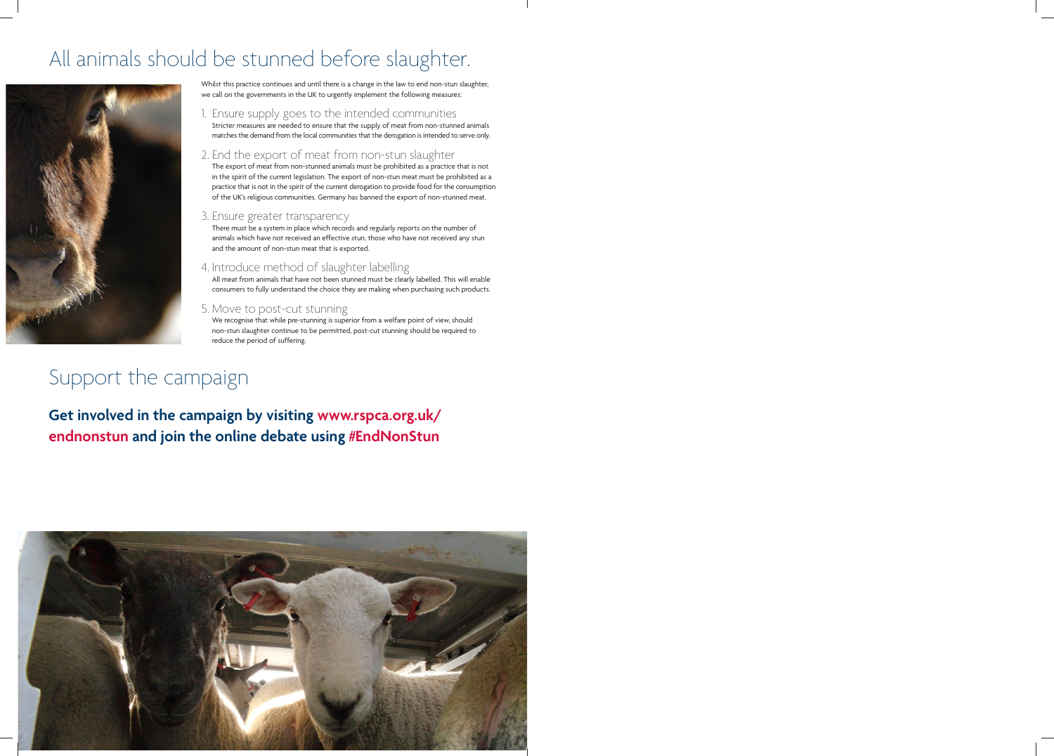# All animals should be stunned before slaughter.

Whilst this practice continues and until there is a change in the law to end non-stun slaughter, we call on the governments in the UK to urgently implement the following measures:

1. Ensure supply goes to the intended communities
   Stricter measures are needed to ensure that the supply of meat from non-stunned animals matches the demand from the local communities that the derogation is intended to serve only.

2. End the export of meat from non-stun slaughter
   The export of meat from non-stunned animals must be prohibited as a practice that is not in the spirit of the current legislation. The export of non-stun meat must be prohibited as a practice that is not in the spirit of the current derogation to provide food for the consumption of the UK's religious communities. Germany has banned the export of non-stunned meat.

3. Ensure greater transparency
   There must be a system in place which records and regularly reports on the number of animals which have not received an effective stun, those who have not received any stun and the amount of non-stun meat that is exported.

4. Introduce method of slaughter labelling
   All meat from animals that have not been stunned must be clearly labelled. This will enable consumers to fully understand the choice they are making when purchasing such products.

5. Move to post-cut stunning
   We recognise that while pre-stunning is superior from a welfare point of view, should non-stun slaughter continue to be permitted, post-cut stunning should be required to reduce the period of suffering.

# Support the campaign

**Get involved in the campaign by visiting www.rspca.org.uk/endnonstun and join the online debate using #EndNonStun**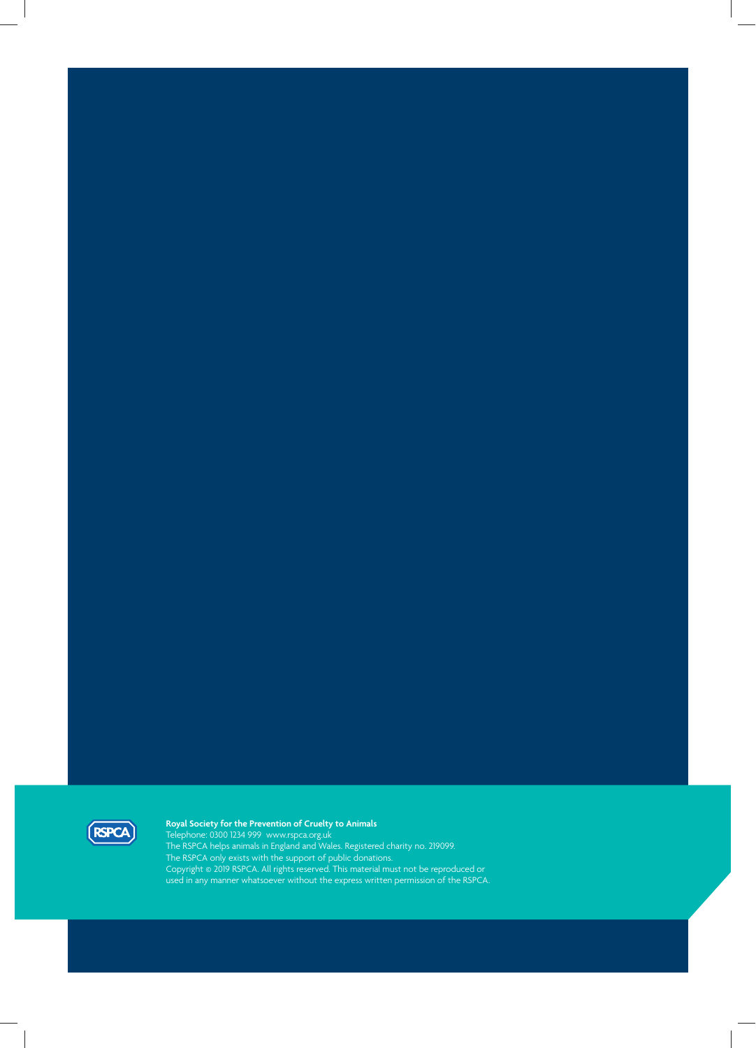RSPCA

**Royal Society for the Prevention of Cruelty to Animals**
Telephone: 0300 1234 999 www.rspca.org.uk
The RSPCA helps animals in England and Wales. Registered charity no. 219099.
The RSPCA only exists with the support of public donations.
Copyright © 2019 RSPCA. All rights reserved. This material must not be reproduced or used in any manner whatsoever without the express written permission of the RSPCA.